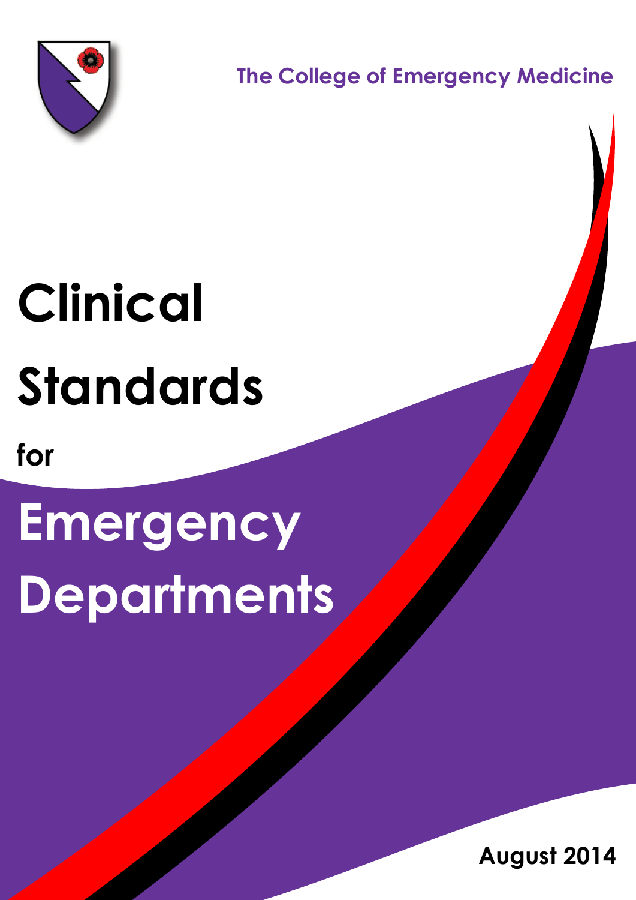The College of Emergency Medicine

# Clinical Standards for Emergency Departments

August 2014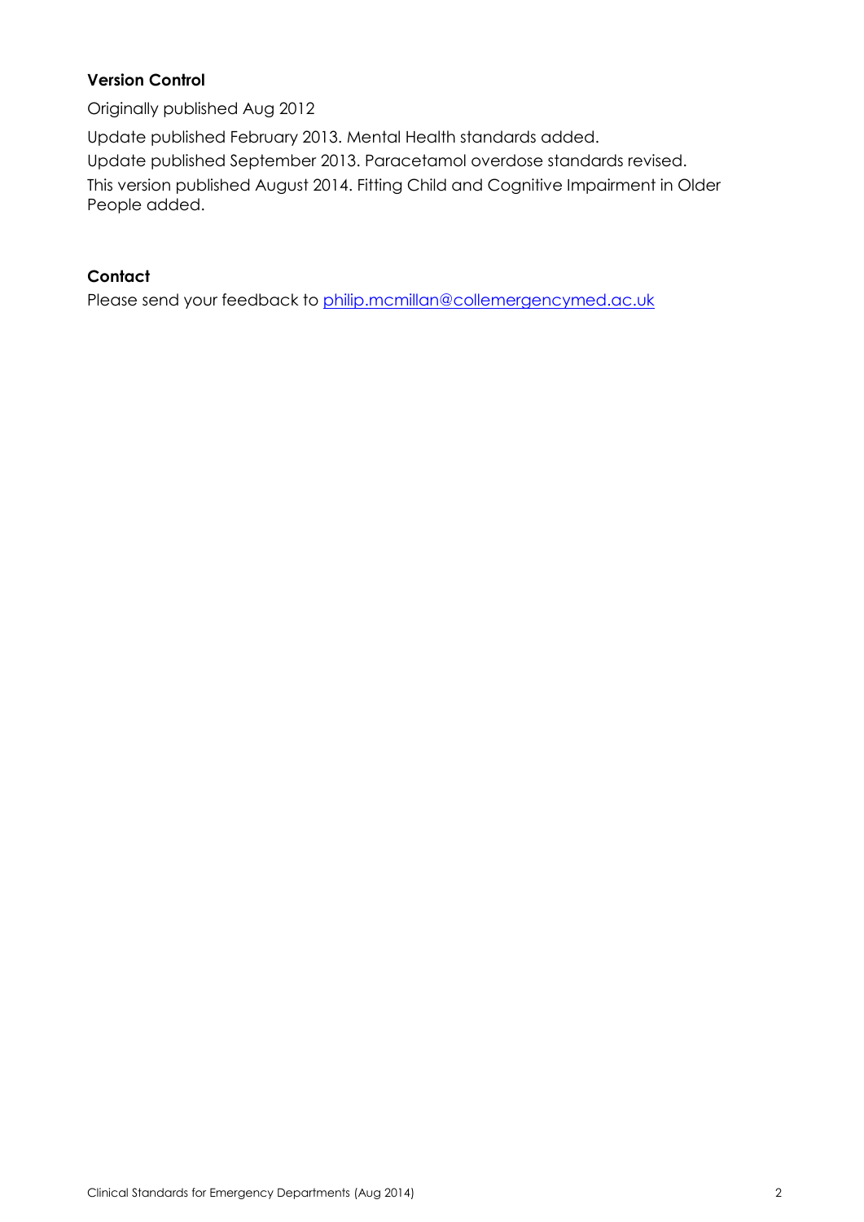**Version Control**

Originally published Aug 2012

Update published February 2013. Mental Health standards added.

Update published September 2013. Paracetamol overdose standards revised.

This version published August 2014. Fitting Child and Cognitive Impairment in Older People added.

**Contact**

Please send your feedback to [philip.mcmillan@collemergencymed.ac.uk](mailto:philip.mcmillan@collemergencymed.ac.uk)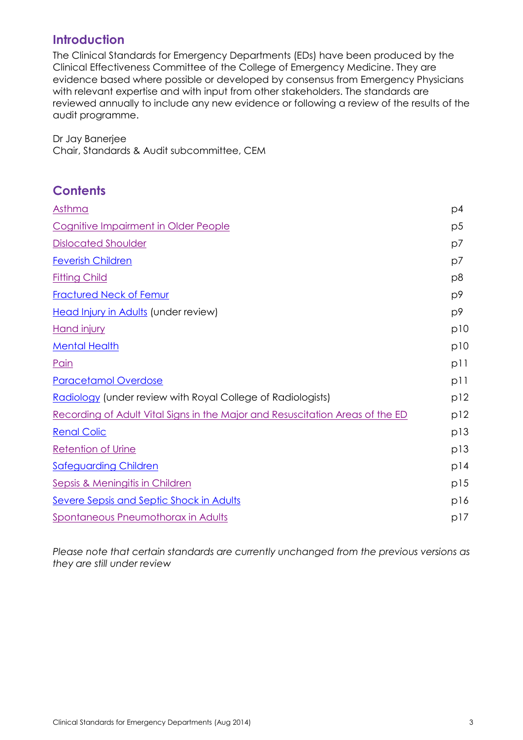## Introduction

The Clinical Standards for Emergency Departments (EDs) have been produced by the Clinical Effectiveness Committee of the College of Emergency Medicine. They are evidence based where possible or developed by consensus from Emergency Physicians with relevant expertise and with input from other stakeholders. The standards are reviewed annually to include any new evidence or following a review of the results of the audit programme.

Dr Jay Banerjee
Chair, Standards & Audit subcommittee, CEM

## Contents

| | |
|---|---|
| Asthma | p4 |
| Cognitive Impairment in Older People | p5 |
| Dislocated Shoulder | p7 |
| Feverish Children | p7 |
| Fitting Child | p8 |
| Fractured Neck of Femur | p9 |
| Head Injury in Adults (under review) | p9 |
| Hand injury | p10 |
| Mental Health | p10 |
| Pain | p11 |
| Paracetamol Overdose | p11 |
| Radiology (under review with Royal College of Radiologists) | p12 |
| Recording of Adult Vital Signs in the Major and Resuscitation Areas of the ED | p12 |
| Renal Colic | p13 |
| Retention of Urine | p13 |
| Safeguarding Children | p14 |
| Sepsis & Meningitis in Children | p15 |
| Severe Sepsis and Septic Shock in Adults | p16 |
| Spontaneous Pneumothorax in Adults | p17 |

*Please note that certain standards are currently unchanged from the previous versions as they are still under review*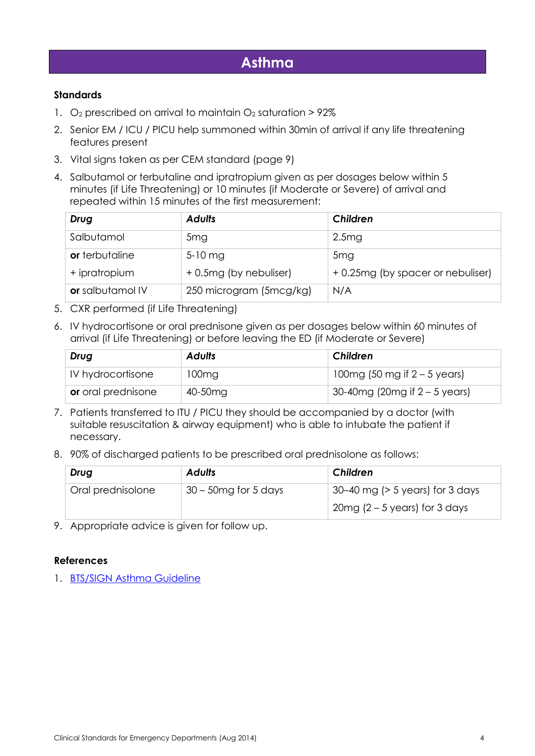# Asthma

### Standards

1. $O_2$ prescribed on arrival to maintain $O_2$ saturation > 92%
2. Senior EM / ICU / PICU help summoned within 30min of arrival if any life threatening features present
3. Vital signs taken as per CEM standard (page 9)
4. Salbutamol or terbutaline and ipratropium given as per dosages below within 5 minutes (if Life Threatening) or 10 minutes (if Moderate or Severe) of arrival and repeated within 15 minutes of the first measurement:

| ***Drug*** | ***Adults*** | ***Children*** |
|---|---|---|
| Salbutamol | 5mg | 2.5mg |
| **or** terbutaline | 5-10 mg | 5mg |
| + ipratropium | + 0.5mg (by nebuliser) | + 0.25mg (by spacer or nebuliser) |
| **or** salbutamol IV | 250 microgram (5mcg/kg) | N/A |

5. CXR performed (if Life Threatening)
6. IV hydrocortisone or oral prednisone given as per dosages below within 60 minutes of arrival (if Life Threatening) or before leaving the ED (if Moderate or Severe)

| ***Drug*** | ***Adults*** | ***Children*** |
|---|---|---|
| IV hydrocortisone | 100mg | 100mg (50 mg if 2 – 5 years) |
| **or** oral prednisone | 40-50mg | 30-40mg (20mg if 2 – 5 years) |

7. Patients transferred to ITU / PICU they should be accompanied by a doctor (with suitable resuscitation & airway equipment) who is able to intubate the patient if necessary.
8. 90% of discharged patients to be prescribed oral prednisolone as follows:

| ***Drug*** | ***Adults*** | ***Children*** |
|---|---|---|
| Oral prednisolone | 30 – 50mg for 5 days | 30–40 mg (> 5 years) for 3 days<br>20mg (2 – 5 years) for 3 days |

9. Appropriate advice is given for follow up.

### References

1. BTS/SIGN Asthma Guideline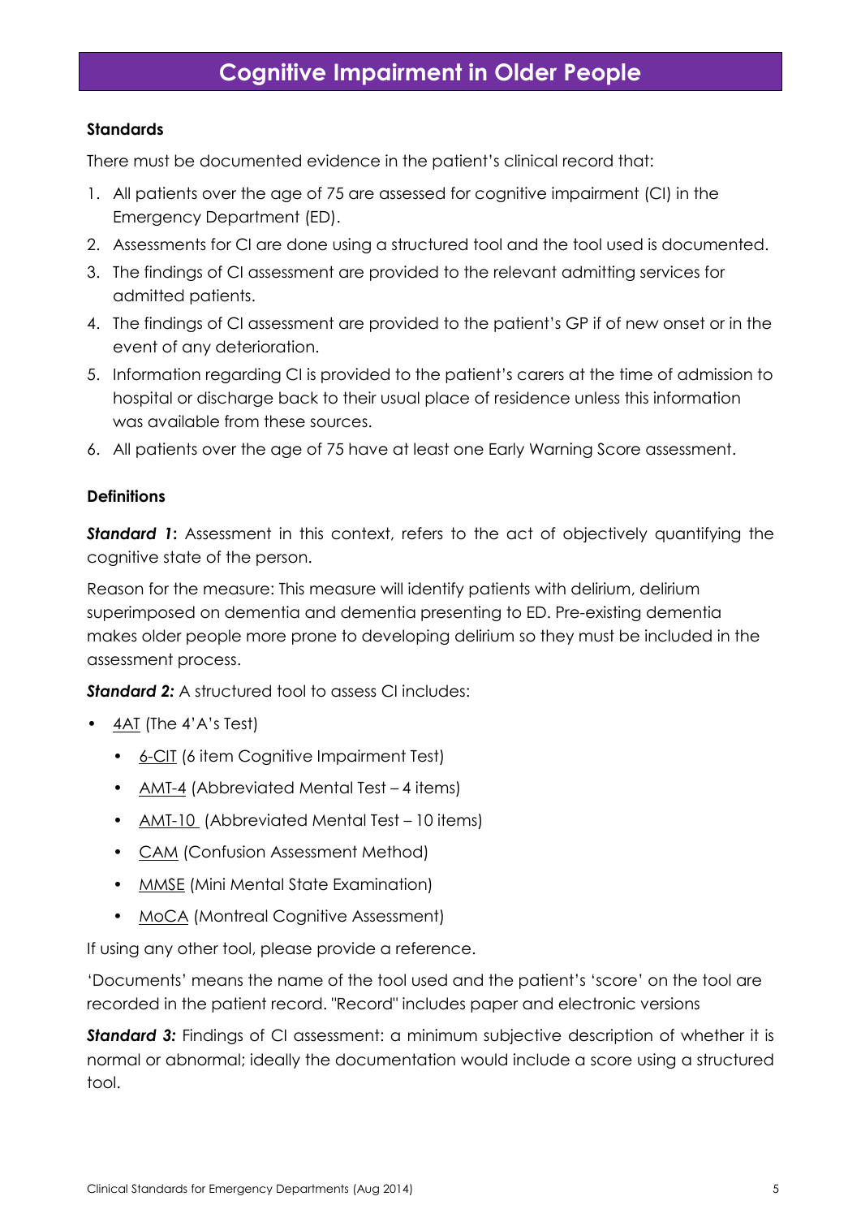# Cognitive Impairment in Older People

**Standards**

There must be documented evidence in the patient's clinical record that:

1. All patients over the age of 75 are assessed for cognitive impairment (CI) in the Emergency Department (ED).
2. Assessments for CI are done using a structured tool and the tool used is documented.
3. The findings of CI assessment are provided to the relevant admitting services for admitted patients.
4. The findings of CI assessment are provided to the patient's GP if of new onset or in the event of any deterioration.
5. Information regarding CI is provided to the patient's carers at the time of admission to hospital or discharge back to their usual place of residence unless this information was available from these sources.
6. All patients over the age of 75 have at least one Early Warning Score assessment.

**Definitions**

***Standard 1*:** Assessment in this context, refers to the act of objectively quantifying the cognitive state of the person.

Reason for the measure: This measure will identify patients with delirium, delirium superimposed on dementia and dementia presenting to ED. Pre-existing dementia makes older people more prone to developing delirium so they must be included in the assessment process.

***Standard 2:*** A structured tool to assess CI includes:

- 4AT (The 4'A's Test)
  - 6-CIT (6 item Cognitive Impairment Test)
  - AMT-4 (Abbreviated Mental Test – 4 items)
  - AMT-10 (Abbreviated Mental Test – 10 items)
  - CAM (Confusion Assessment Method)
  - MMSE (Mini Mental State Examination)
  - MoCA (Montreal Cognitive Assessment)

If using any other tool, please provide a reference.

'Documents' means the name of the tool used and the patient's 'score' on the tool are recorded in the patient record. "Record" includes paper and electronic versions

***Standard 3:*** Findings of CI assessment: a minimum subjective description of whether it is normal or abnormal; ideally the documentation would include a score using a structured tool.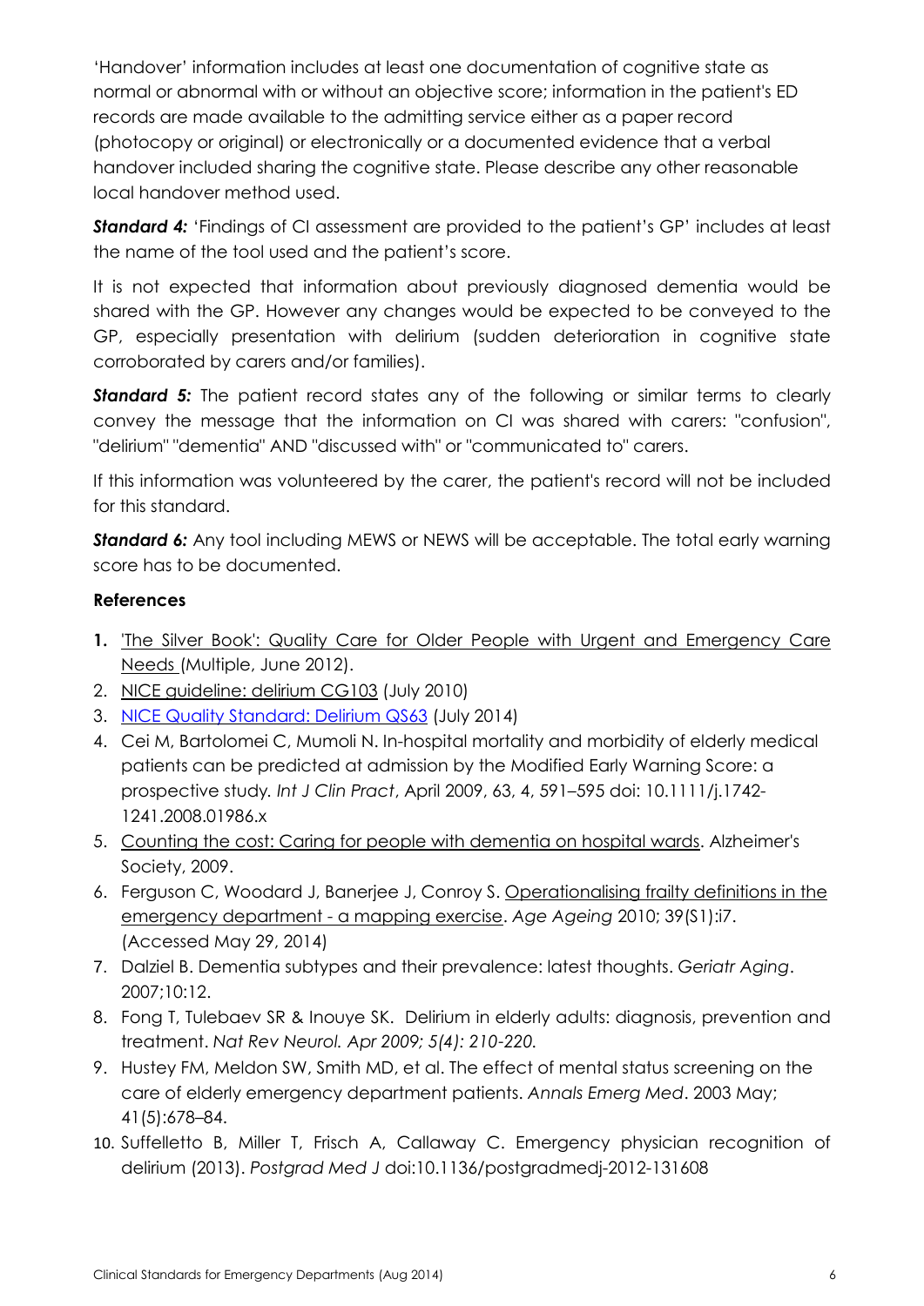'Handover' information includes at least one documentation of cognitive state as normal or abnormal with or without an objective score; information in the patient's ED records are made available to the admitting service either as a paper record (photocopy or original) or electronically or a documented evidence that a verbal handover included sharing the cognitive state. Please describe any other reasonable local handover method used.

***Standard 4:*** 'Findings of CI assessment are provided to the patient's GP' includes at least the name of the tool used and the patient's score.

It is not expected that information about previously diagnosed dementia would be shared with the GP. However any changes would be expected to be conveyed to the GP, especially presentation with delirium (sudden deterioration in cognitive state corroborated by carers and/or families).

***Standard 5:*** The patient record states any of the following or similar terms to clearly convey the message that the information on CI was shared with carers: "confusion", "delirium" "dementia" AND "discussed with" or "communicated to" carers.

If this information was volunteered by the carer, the patient's record will not be included for this standard.

***Standard 6:*** Any tool including MEWS or NEWS will be acceptable. The total early warning score has to be documented.

**References**

1. 'The Silver Book': Quality Care for Older People with Urgent and Emergency Care Needs (Multiple, June 2012).
2. NICE guideline: delirium CG103 (July 2010)
3. NICE Quality Standard: Delirium QS63 (July 2014)
4. Cei M, Bartolomei C, Mumoli N. In-hospital mortality and morbidity of elderly medical patients can be predicted at admission by the Modified Early Warning Score: a prospective study. *Int J Clin Pract*, April 2009, 63, 4, 591–595 doi: 10.1111/j.1742-1241.2008.01986.x
5. Counting the cost: Caring for people with dementia on hospital wards. Alzheimer's Society, 2009.
6. Ferguson C, Woodard J, Banerjee J, Conroy S. Operationalising frailty definitions in the emergency department - a mapping exercise. *Age Ageing* 2010; 39(S1):i7. (Accessed May 29, 2014)
7. Dalziel B. Dementia subtypes and their prevalence: latest thoughts. *Geriatr Aging*. 2007;10:12.
8. Fong T, Tulebaev SR & Inouye SK. Delirium in elderly adults: diagnosis, prevention and treatment. *Nat Rev Neurol. Apr 2009; 5(4): 210-220.*
9. Hustey FM, Meldon SW, Smith MD, et al. The effect of mental status screening on the care of elderly emergency department patients. *Annals Emerg Med*. 2003 May; 41(5):678–84.
10. Suffelletto B, Miller T, Frisch A, Callaway C. Emergency physician recognition of delirium (2013). *Postgrad Med J* doi:10.1136/postgradmedj-2012-131608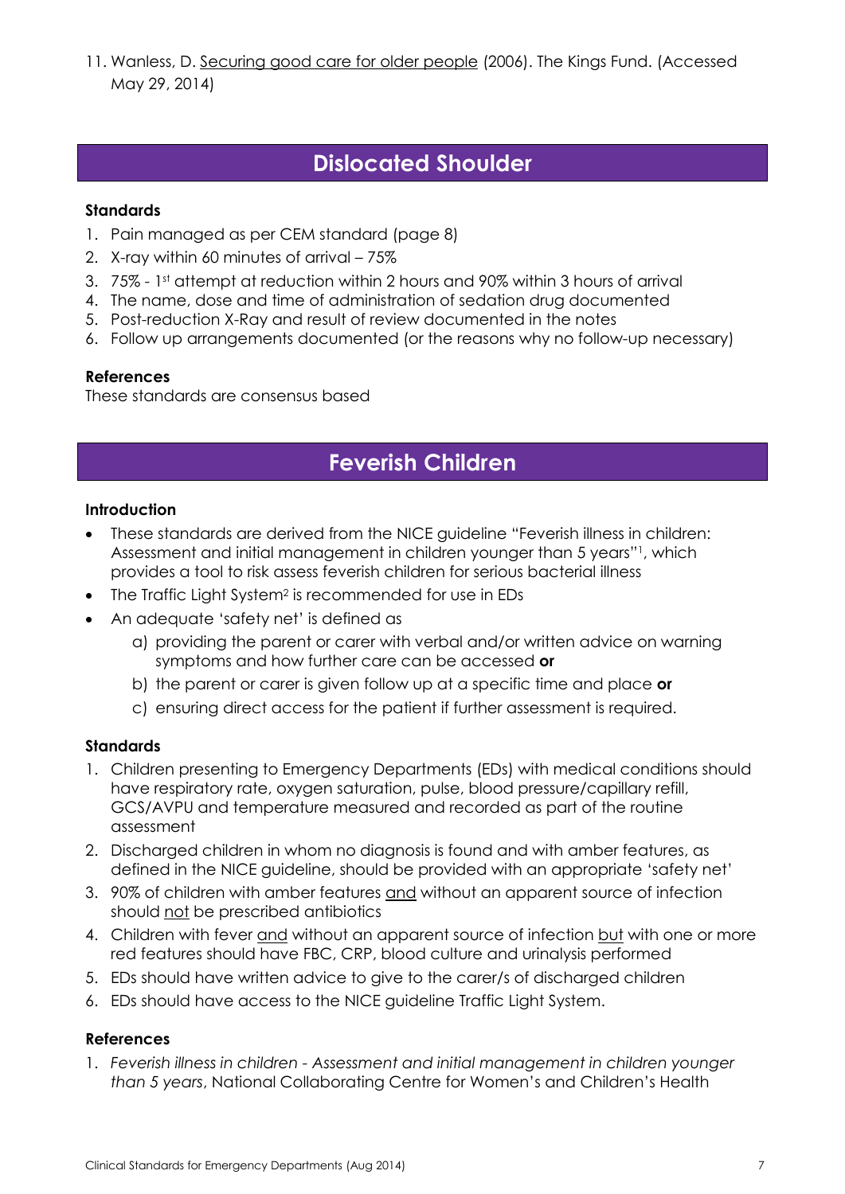11. Wanless, D. Securing good care for older people (2006). The Kings Fund. (Accessed May 29, 2014)

## Dislocated Shoulder

**Standards**

1. Pain managed as per CEM standard (page 8)
2. X-ray within 60 minutes of arrival – 75%
3. 75% - 1st attempt at reduction within 2 hours and 90% within 3 hours of arrival
4. The name, dose and time of administration of sedation drug documented
5. Post-reduction X-Ray and result of review documented in the notes
6. Follow up arrangements documented (or the reasons why no follow-up necessary)

**References**

These standards are consensus based

## Feverish Children

**Introduction**

- These standards are derived from the NICE guideline "Feverish illness in children: Assessment and initial management in children younger than 5 years"[1], which provides a tool to risk assess feverish children for serious bacterial illness
- The Traffic Light System[2] is recommended for use in EDs
- An adequate 'safety net' is defined as
    a) providing the parent or carer with verbal and/or written advice on warning symptoms and how further care can be accessed **or**
    b) the parent or carer is given follow up at a specific time and place **or**
    c) ensuring direct access for the patient if further assessment is required.

**Standards**

1. Children presenting to Emergency Departments (EDs) with medical conditions should have respiratory rate, oxygen saturation, pulse, blood pressure/capillary refill, GCS/AVPU and temperature measured and recorded as part of the routine assessment
2. Discharged children in whom no diagnosis is found and with amber features, as defined in the NICE guideline, should be provided with an appropriate 'safety net'
3. 90% of children with amber features and without an apparent source of infection should not be prescribed antibiotics
4. Children with fever and without an apparent source of infection but with one or more red features should have FBC, CRP, blood culture and urinalysis performed
5. EDs should have written advice to give to the carer/s of discharged children
6. EDs should have access to the NICE guideline Traffic Light System.

**References**

1. *Feverish illness in children - Assessment and initial management in children younger than 5 years*, National Collaborating Centre for Women's and Children's Health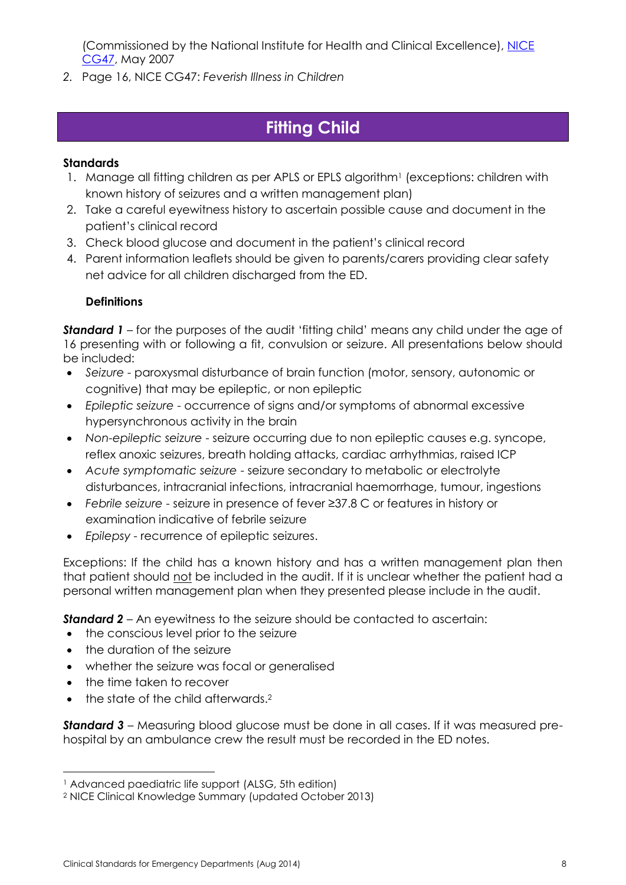(Commissioned by the National Institute for Health and Clinical Excellence), NICE CG47, May 2007

2. Page 16, NICE CG47: *Feverish Illness in Children*

## Fitting Child

**Standards**

1. Manage all fitting children as per APLS or EPLS algorithm[1] (exceptions: children with known history of seizures and a written management plan)
2. Take a careful eyewitness history to ascertain possible cause and document in the patient's clinical record
3. Check blood glucose and document in the patient's clinical record
4. Parent information leaflets should be given to parents/carers providing clear safety net advice for all children discharged from the ED.

**Definitions**

***Standard 1*** – for the purposes of the audit 'fitting child' means any child under the age of 16 presenting with or following a fit, convulsion or seizure. All presentations below should be included:

- *Seizure* - paroxysmal disturbance of brain function (motor, sensory, autonomic or cognitive) that may be epileptic, or non epileptic
- *Epileptic seizure* - occurrence of signs and/or symptoms of abnormal excessive hypersynchronous activity in the brain
- *Non-epileptic seizure* - seizure occurring due to non epileptic causes e.g. syncope, reflex anoxic seizures, breath holding attacks, cardiac arrhythmias, raised ICP
- *Acute symptomatic seizure* - seizure secondary to metabolic or electrolyte disturbances, intracranial infections, intracranial haemorrhage, tumour, ingestions
- *Febrile seizure* - seizure in presence of fever ≥37.8 C or features in history or examination indicative of febrile seizure
- *Epilepsy* - recurrence of epileptic seizures.

Exceptions: If the child has a known history and has a written management plan then that patient should not be included in the audit. If it is unclear whether the patient had a personal written management plan when they presented please include in the audit.

***Standard 2*** – An eyewitness to the seizure should be contacted to ascertain:

- the conscious level prior to the seizure
- the duration of the seizure
- whether the seizure was focal or generalised
- the time taken to recover
- the state of the child afterwards.[2]

***Standard 3*** – Measuring blood glucose must be done in all cases. If it was measured pre-hospital by an ambulance crew the result must be recorded in the ED notes.

---

[1] Advanced paediatric life support (ALSG, 5th edition)

[2] NICE Clinical Knowledge Summary (updated October 2013)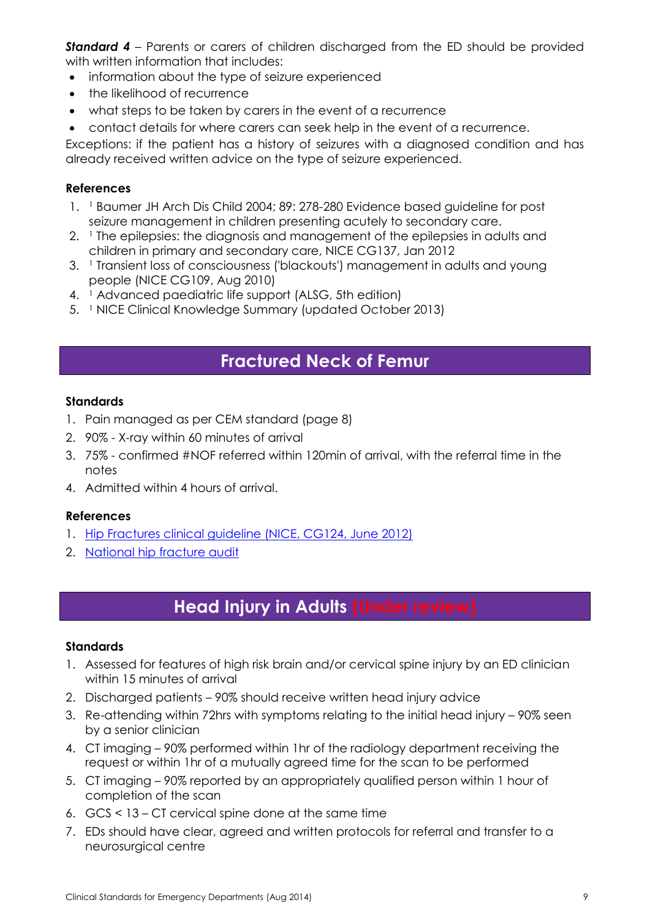***Standard 4*** – Parents or carers of children discharged from the ED should be provided with written information that includes:

- information about the type of seizure experienced
- the likelihood of recurrence
- what steps to be taken by carers in the event of a recurrence
- contact details for where carers can seek help in the event of a recurrence.

Exceptions: if the patient has a history of seizures with a diagnosed condition and has already received written advice on the type of seizure experienced.

**References**

1. [1] Baumer JH Arch Dis Child 2004; 89: 278-280 Evidence based guideline for post seizure management in children presenting acutely to secondary care.
2. [1] The epilepsies: the diagnosis and management of the epilepsies in adults and children in primary and secondary care, NICE CG137, Jan 2012
3. [1] Transient loss of consciousness ('blackouts') management in adults and young people (NICE CG109, Aug 2010)
4. [1] Advanced paediatric life support (ALSG, 5th edition)
5. [1] NICE Clinical Knowledge Summary (updated October 2013)

## Fractured Neck of Femur

**Standards**

1. Pain managed as per CEM standard (page 8)
2. 90% - X-ray within 60 minutes of arrival
3. 75% - confirmed #NOF referred within 120min of arrival, with the referral time in the notes
4. Admitted within 4 hours of arrival.

**References**

1. Hip Fractures clinical guideline (NICE, CG124, June 2012)
2. National hip fracture audit

## Head Injury in Adults (Under review)

**Standards**

1. Assessed for features of high risk brain and/or cervical spine injury by an ED clinician within 15 minutes of arrival
2. Discharged patients – 90% should receive written head injury advice
3. Re-attending within 72hrs with symptoms relating to the initial head injury – 90% seen by a senior clinician
4. CT imaging – 90% performed within 1hr of the radiology department receiving the request or within 1hr of a mutually agreed time for the scan to be performed
5. CT imaging – 90% reported by an appropriately qualified person within 1 hour of completion of the scan
6. GCS < 13 – CT cervical spine done at the same time
7. EDs should have clear, agreed and written protocols for referral and transfer to a neurosurgical centre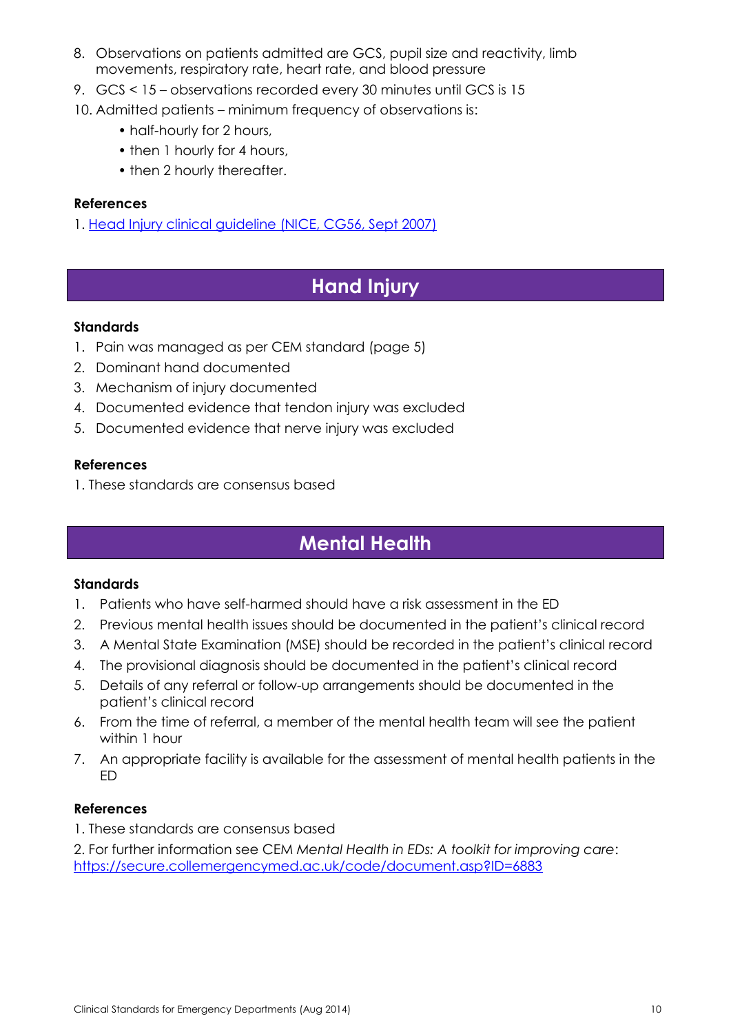8. Observations on patients admitted are GCS, pupil size and reactivity, limb movements, respiratory rate, heart rate, and blood pressure
9. GCS < 15 – observations recorded every 30 minutes until GCS is 15
10. Admitted patients – minimum frequency of observations is:
    - half-hourly for 2 hours,
    - then 1 hourly for 4 hours,
    - then 2 hourly thereafter.

**References**

1. Head Injury clinical guideline (NICE, CG56, Sept 2007)

## Hand Injury

**Standards**

1. Pain was managed as per CEM standard (page 5)
2. Dominant hand documented
3. Mechanism of injury documented
4. Documented evidence that tendon injury was excluded
5. Documented evidence that nerve injury was excluded

**References**

1. These standards are consensus based

## Mental Health

**Standards**

1. Patients who have self-harmed should have a risk assessment in the ED
2. Previous mental health issues should be documented in the patient's clinical record
3. A Mental State Examination (MSE) should be recorded in the patient's clinical record
4. The provisional diagnosis should be documented in the patient's clinical record
5. Details of any referral or follow-up arrangements should be documented in the patient's clinical record
6. From the time of referral, a member of the mental health team will see the patient within 1 hour
7. An appropriate facility is available for the assessment of mental health patients in the ED

**References**

1. These standards are consensus based
2. For further information see CEM *Mental Health in EDs: A toolkit for improving care*: https://secure.collemergencymed.ac.uk/code/document.asp?ID=6883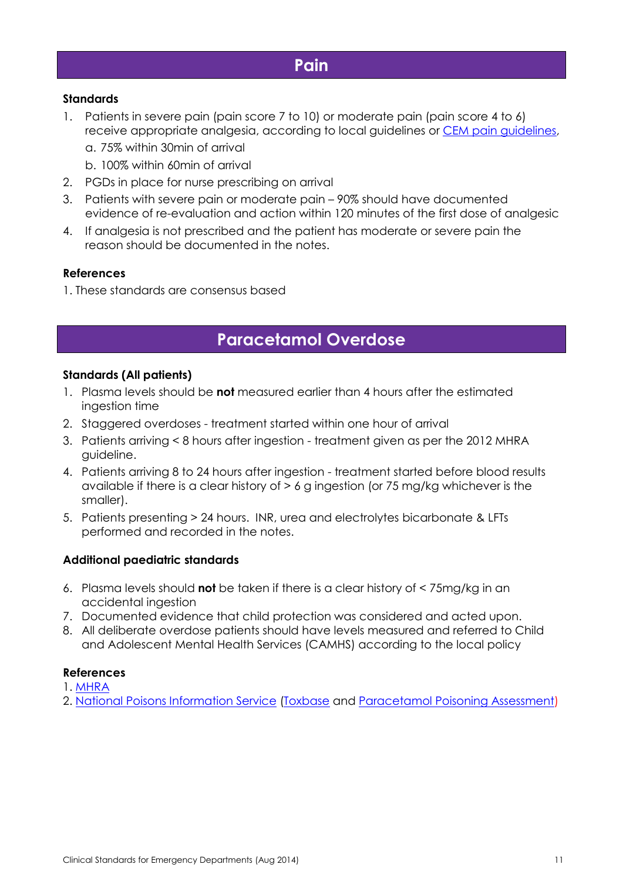# Pain

### Standards

1. Patients in severe pain (pain score 7 to 10) or moderate pain (pain score 4 to 6) receive appropriate analgesia, according to local guidelines or CEM pain guidelines,
   a. 75% within 30min of arrival
   b. 100% within 60min of arrival
2. PGDs in place for nurse prescribing on arrival
3. Patients with severe pain or moderate pain – 90% should have documented evidence of re-evaluation and action within 120 minutes of the first dose of analgesic
4. If analgesia is not prescribed and the patient has moderate or severe pain the reason should be documented in the notes.

### References

1. These standards are consensus based

# Paracetamol Overdose

### Standards (All patients)

1. Plasma levels should be **not** measured earlier than 4 hours after the estimated ingestion time
2. Staggered overdoses - treatment started within one hour of arrival
3. Patients arriving < 8 hours after ingestion - treatment given as per the 2012 MHRA guideline.
4. Patients arriving 8 to 24 hours after ingestion - treatment started before blood results available if there is a clear history of > 6 g ingestion (or 75 mg/kg whichever is the smaller).
5. Patients presenting > 24 hours. INR, urea and electrolytes bicarbonate & LFTs performed and recorded in the notes.

### Additional paediatric standards

6. Plasma levels should **not** be taken if there is a clear history of < 75mg/kg in an accidental ingestion
7. Documented evidence that child protection was considered and acted upon.
8. All deliberate overdose patients should have levels measured and referred to Child and Adolescent Mental Health Services (CAMHS) according to the local policy

### References

1. MHRA
2. National Poisons Information Service (Toxbase and Paracetamol Poisoning Assessment)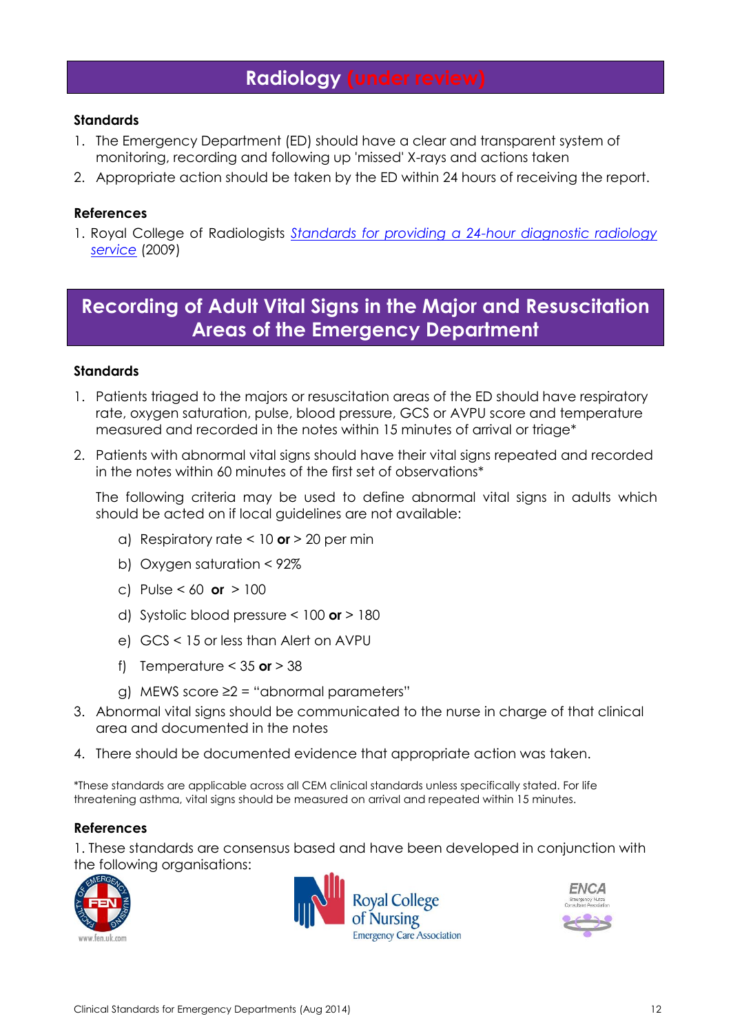# Radiology (under review)

**Standards**

1. The Emergency Department (ED) should have a clear and transparent system of monitoring, recording and following up 'missed' X-rays and actions taken
2. Appropriate action should be taken by the ED within 24 hours of receiving the report.

**References**

1. Royal College of Radiologists *Standards for providing a 24-hour diagnostic radiology service* (2009)

# Recording of Adult Vital Signs in the Major and Resuscitation Areas of the Emergency Department

**Standards**

1. Patients triaged to the majors or resuscitation areas of the ED should have respiratory rate, oxygen saturation, pulse, blood pressure, GCS or AVPU score and temperature measured and recorded in the notes within 15 minutes of arrival or triage*
2. Patients with abnormal vital signs should have their vital signs repeated and recorded in the notes within 60 minutes of the first set of observations*

   The following criteria may be used to define abnormal vital signs in adults which should be acted on if local guidelines are not available:

   a) Respiratory rate < 10 **or** > 20 per min
   b) Oxygen saturation < 92%
   c) Pulse < 60 **or** > 100
   d) Systolic blood pressure < 100 **or** > 180
   e) GCS < 15 or less than Alert on AVPU
   f) Temperature < 35 **or** > 38
   g) MEWS score ≥2 = "abnormal parameters"
3. Abnormal vital signs should be communicated to the nurse in charge of that clinical area and documented in the notes
4. There should be documented evidence that appropriate action was taken.

*These standards are applicable across all CEM clinical standards unless specifically stated. For life threatening asthma, vital signs should be measured on arrival and repeated within 15 minutes.

**References**

1. These standards are consensus based and have been developed in conjunction with the following organisations:

FEN – Faculty of Emergency Nursing (www.fen.uk.com)

Royal College of Nursing Emergency Care Association

ENCA – Emergency Nurse Consultant Association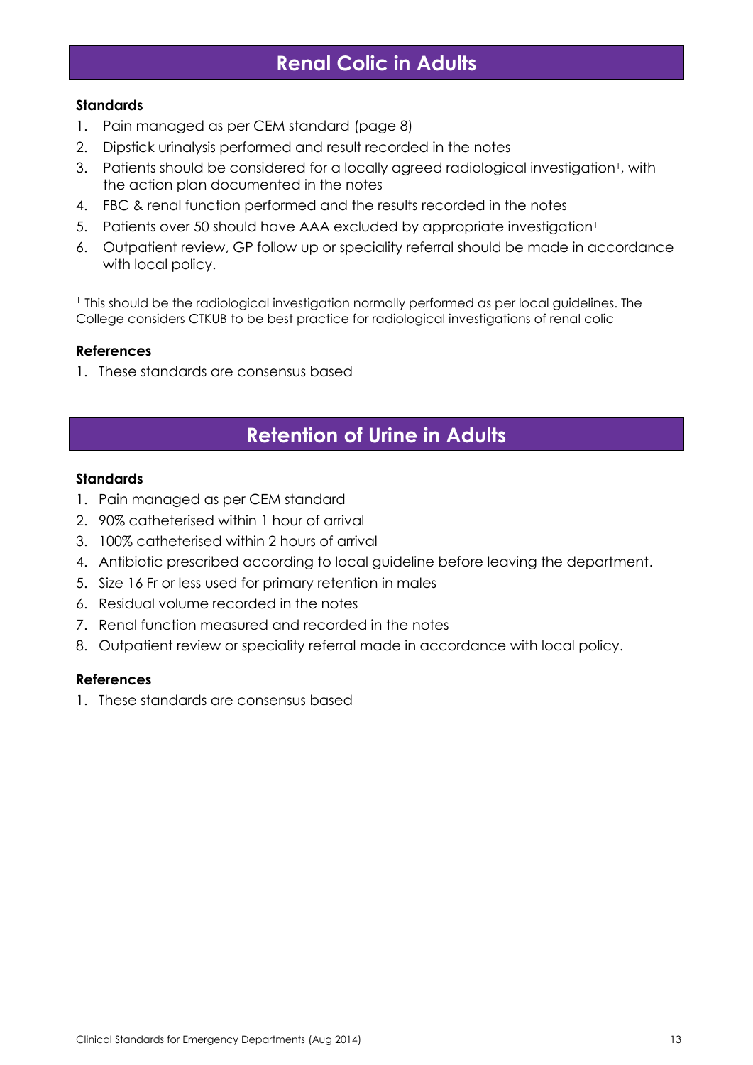## Renal Colic in Adults

**Standards**

1. Pain managed as per CEM standard (page 8)
2. Dipstick urinalysis performed and result recorded in the notes
3. Patients should be considered for a locally agreed radiological investigation[1], with the action plan documented in the notes
4. FBC & renal function performed and the results recorded in the notes
5. Patients over 50 should have AAA excluded by appropriate investigation[1]
6. Outpatient review, GP follow up or speciality referral should be made in accordance with local policy.

[1] This should be the radiological investigation normally performed as per local guidelines. The College considers CTKUB to be best practice for radiological investigations of renal colic

**References**

1. These standards are consensus based

## Retention of Urine in Adults

**Standards**

1. Pain managed as per CEM standard
2. 90% catheterised within 1 hour of arrival
3. 100% catheterised within 2 hours of arrival
4. Antibiotic prescribed according to local guideline before leaving the department.
5. Size 16 Fr or less used for primary retention in males
6. Residual volume recorded in the notes
7. Renal function measured and recorded in the notes
8. Outpatient review or speciality referral made in accordance with local policy.

**References**

1. These standards are consensus based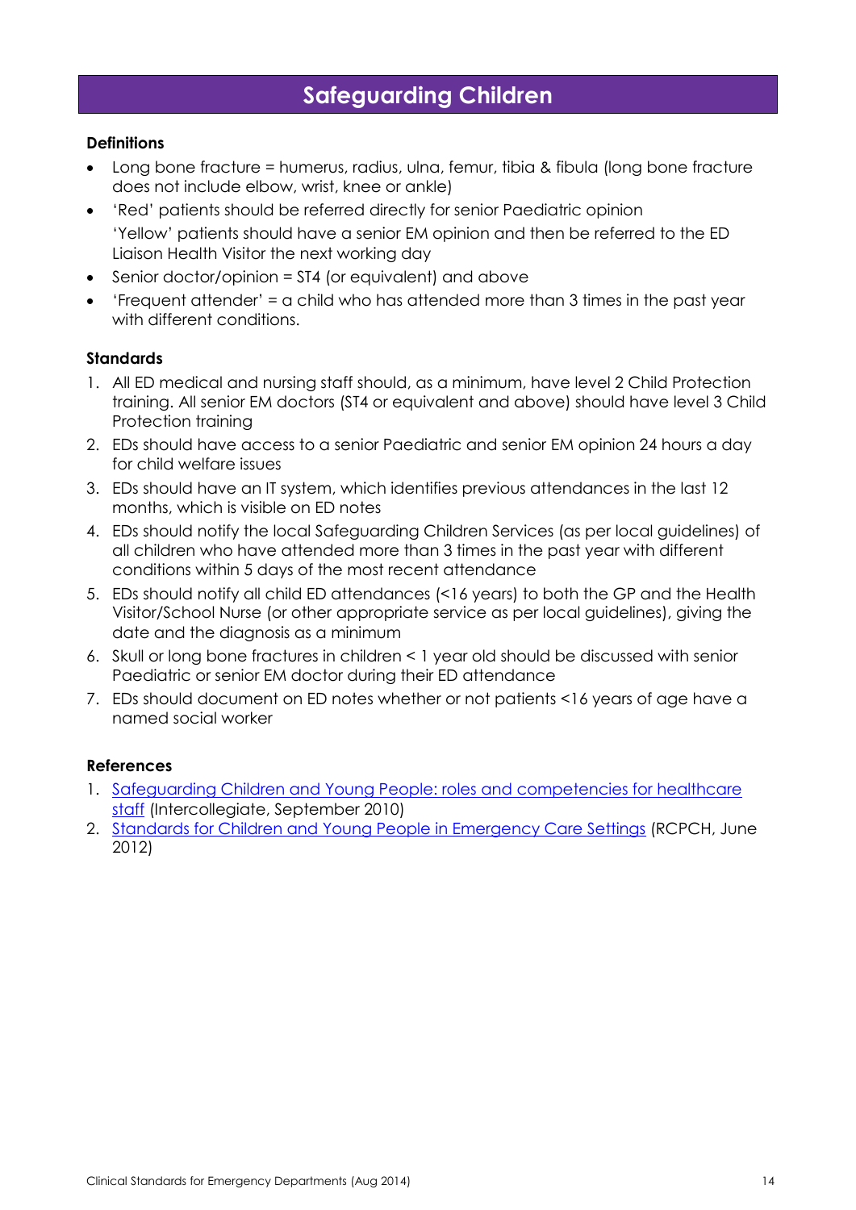# Safeguarding Children

**Definitions**

- Long bone fracture = humerus, radius, ulna, femur, tibia & fibula (long bone fracture does not include elbow, wrist, knee or ankle)
- 'Red' patients should be referred directly for senior Paediatric opinion
  'Yellow' patients should have a senior EM opinion and then be referred to the ED Liaison Health Visitor the next working day
- Senior doctor/opinion = ST4 (or equivalent) and above
- 'Frequent attender' = a child who has attended more than 3 times in the past year with different conditions.

**Standards**

1. All ED medical and nursing staff should, as a minimum, have level 2 Child Protection training. All senior EM doctors (ST4 or equivalent and above) should have level 3 Child Protection training
2. EDs should have access to a senior Paediatric and senior EM opinion 24 hours a day for child welfare issues
3. EDs should have an IT system, which identifies previous attendances in the last 12 months, which is visible on ED notes
4. EDs should notify the local Safeguarding Children Services (as per local guidelines) of all children who have attended more than 3 times in the past year with different conditions within 5 days of the most recent attendance
5. EDs should notify all child ED attendances (<16 years) to both the GP and the Health Visitor/School Nurse (or other appropriate service as per local guidelines), giving the date and the diagnosis as a minimum
6. Skull or long bone fractures in children < 1 year old should be discussed with senior Paediatric or senior EM doctor during their ED attendance
7. EDs should document on ED notes whether or not patients <16 years of age have a named social worker

**References**

1. Safeguarding Children and Young People: roles and competencies for healthcare staff (Intercollegiate, September 2010)
2. Standards for Children and Young People in Emergency Care Settings (RCPCH, June 2012)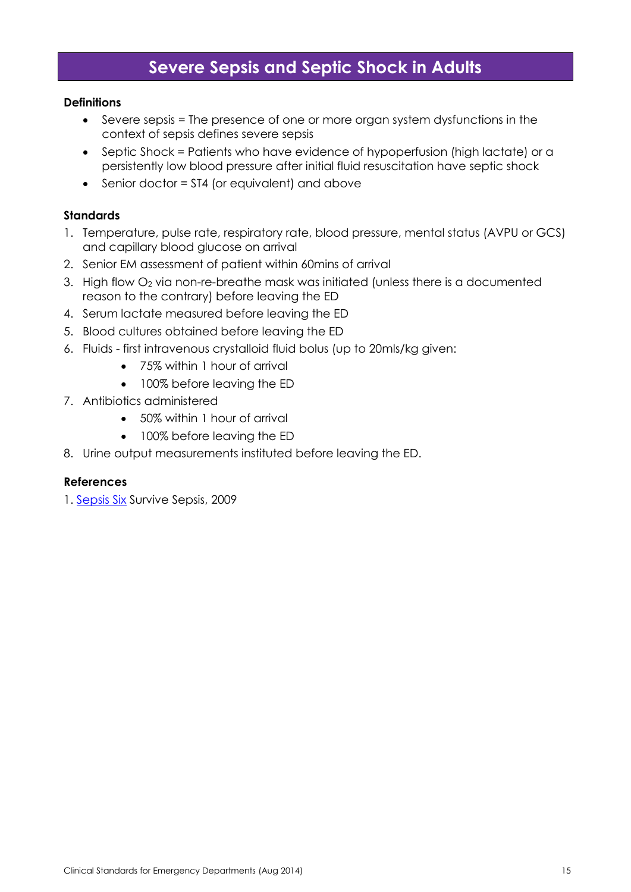# Severe Sepsis and Septic Shock in Adults

**Definitions**

- Severe sepsis = The presence of one or more organ system dysfunctions in the context of sepsis defines severe sepsis
- Septic Shock = Patients who have evidence of hypoperfusion (high lactate) or a persistently low blood pressure after initial fluid resuscitation have septic shock
- Senior doctor = ST4 (or equivalent) and above

**Standards**

1. Temperature, pulse rate, respiratory rate, blood pressure, mental status (AVPU or GCS) and capillary blood glucose on arrival
2. Senior EM assessment of patient within 60mins of arrival
3. High flow $O_2$ via non-re-breathe mask was initiated (unless there is a documented reason to the contrary) before leaving the ED
4. Serum lactate measured before leaving the ED
5. Blood cultures obtained before leaving the ED
6. Fluids - first intravenous crystalloid fluid bolus (up to 20mls/kg given:
    - 75% within 1 hour of arrival
    - 100% before leaving the ED
7. Antibiotics administered
    - 50% within 1 hour of arrival
    - 100% before leaving the ED
8. Urine output measurements instituted before leaving the ED.

**References**

1. Sepsis Six Survive Sepsis, 2009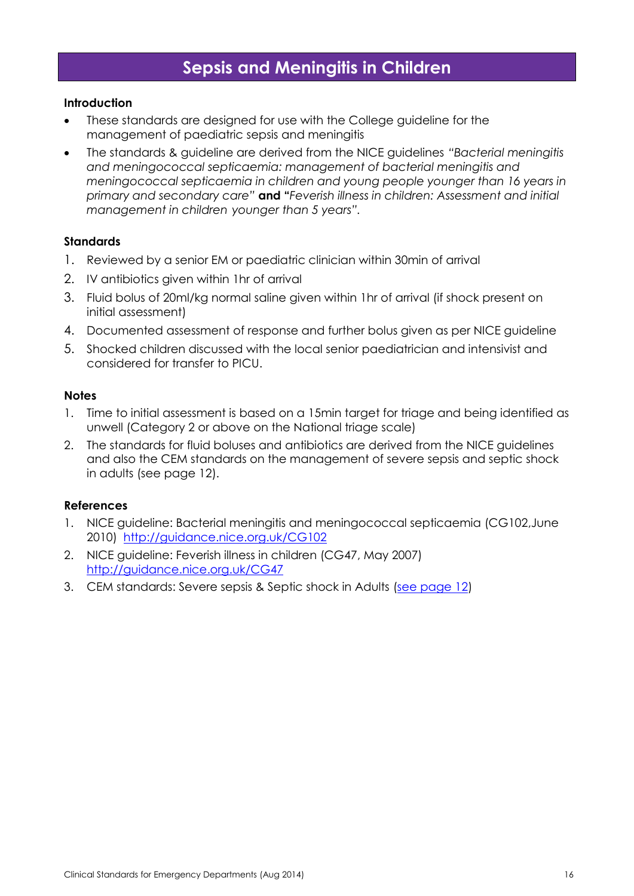# Sepsis and Meningitis in Children

### Introduction

- These standards are designed for use with the College guideline for the management of paediatric sepsis and meningitis
- The standards & guideline are derived from the NICE guidelines *"Bacterial meningitis and meningococcal septicaemia: management of bacterial meningitis and meningococcal septicaemia in children and young people younger than 16 years in primary and secondary care"* **and** *"Feverish illness in children: Assessment and initial management in children younger than 5 years"*.

### Standards

1. Reviewed by a senior EM or paediatric clinician within 30min of arrival
2. IV antibiotics given within 1hr of arrival
3. Fluid bolus of 20ml/kg normal saline given within 1hr of arrival (if shock present on initial assessment)
4. Documented assessment of response and further bolus given as per NICE guideline
5. Shocked children discussed with the local senior paediatrician and intensivist and considered for transfer to PICU.

### Notes

1. Time to initial assessment is based on a 15min target for triage and being identified as unwell (Category 2 or above on the National triage scale)
2. The standards for fluid boluses and antibiotics are derived from the NICE guidelines and also the CEM standards on the management of severe sepsis and septic shock in adults (see page 12).

### References

1. NICE guideline: Bacterial meningitis and meningococcal septicaemia (CG102,June 2010) http://guidance.nice.org.uk/CG102
2. NICE guideline: Feverish illness in children (CG47, May 2007) http://guidance.nice.org.uk/CG47
3. CEM standards: Severe sepsis & Septic shock in Adults (see page 12)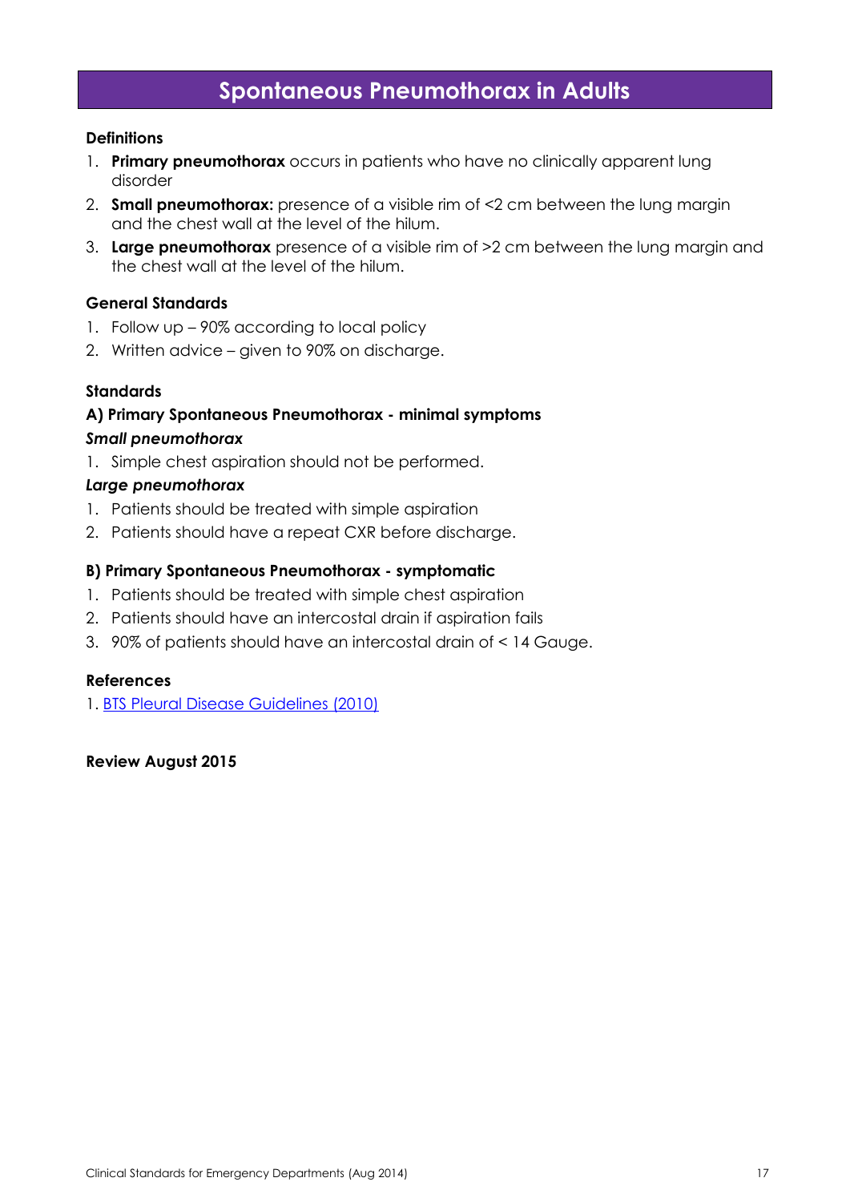# Spontaneous Pneumothorax in Adults

**Definitions**

1. **Primary pneumothorax** occurs in patients who have no clinically apparent lung disorder
2. **Small pneumothorax:** presence of a visible rim of <2 cm between the lung margin and the chest wall at the level of the hilum.
3. **Large pneumothorax** presence of a visible rim of >2 cm between the lung margin and the chest wall at the level of the hilum.

**General Standards**

1. Follow up – 90% according to local policy
2. Written advice – given to 90% on discharge.

**Standards**

**A) Primary Spontaneous Pneumothorax - minimal symptoms**

***Small pneumothorax***

1. Simple chest aspiration should not be performed.

***Large pneumothorax***

1. Patients should be treated with simple aspiration
2. Patients should have a repeat CXR before discharge.

**B) Primary Spontaneous Pneumothorax - symptomatic**

1. Patients should be treated with simple chest aspiration
2. Patients should have an intercostal drain if aspiration fails
3. 90% of patients should have an intercostal drain of < 14 Gauge.

**References**

1. BTS Pleural Disease Guidelines (2010)

**Review August 2015**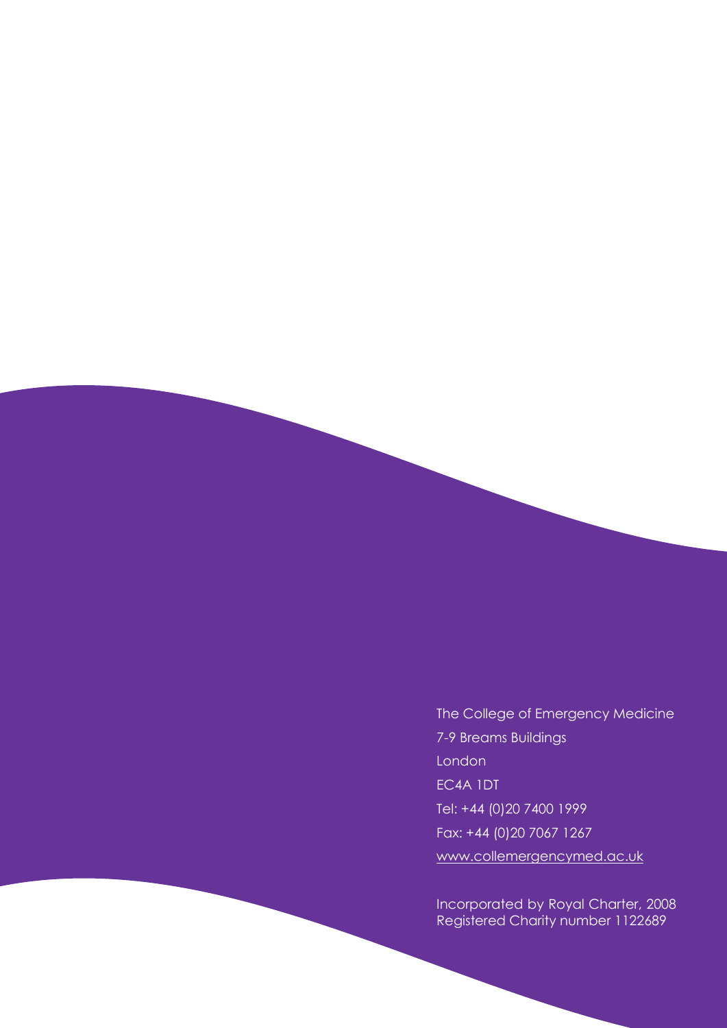The College of Emergency Medicine
7-9 Breams Buildings
London
EC4A 1DT
Tel: +44 (0)20 7400 1999
Fax: +44 (0)20 7067 1267
www.collemergencymed.ac.uk

Incorporated by Royal Charter, 2008
Registered Charity number 1122689